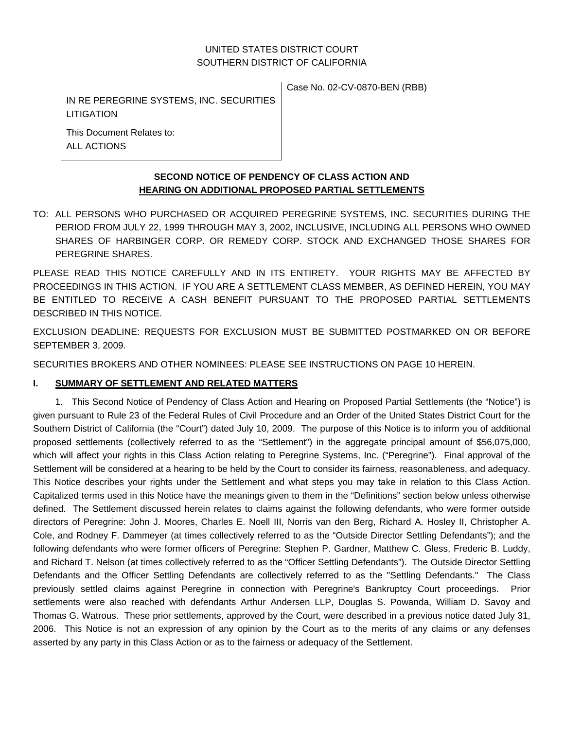UNITED STATES DISTRICT COURT
SOUTHERN DISTRICT OF CALIFORNIA

| | |
|---|---|
| IN RE PEREGRINE SYSTEMS, INC. SECURITIES LITIGATION<br><br>This Document Relates to:<br>ALL ACTIONS | Case No. 02-CV-0870-BEN (RBB) |

**SECOND NOTICE OF PENDENCY OF CLASS ACTION AND**
**HEARING ON ADDITIONAL PROPOSED PARTIAL SETTLEMENTS**

TO: ALL PERSONS WHO PURCHASED OR ACQUIRED PEREGRINE SYSTEMS, INC. SECURITIES DURING THE PERIOD FROM JULY 22, 1999 THROUGH MAY 3, 2002, INCLUSIVE, INCLUDING ALL PERSONS WHO OWNED SHARES OF HARBINGER CORP. OR REMEDY CORP. STOCK AND EXCHANGED THOSE SHARES FOR PEREGRINE SHARES.

PLEASE READ THIS NOTICE CAREFULLY AND IN ITS ENTIRETY. YOUR RIGHTS MAY BE AFFECTED BY PROCEEDINGS IN THIS ACTION. IF YOU ARE A SETTLEMENT CLASS MEMBER, AS DEFINED HEREIN, YOU MAY BE ENTITLED TO RECEIVE A CASH BENEFIT PURSUANT TO THE PROPOSED PARTIAL SETTLEMENTS DESCRIBED IN THIS NOTICE.

EXCLUSION DEADLINE: REQUESTS FOR EXCLUSION MUST BE SUBMITTED POSTMARKED ON OR BEFORE SEPTEMBER 3, 2009.

SECURITIES BROKERS AND OTHER NOMINEES: PLEASE SEE INSTRUCTIONS ON PAGE 10 HEREIN.

## I. SUMMARY OF SETTLEMENT AND RELATED MATTERS

1. This Second Notice of Pendency of Class Action and Hearing on Proposed Partial Settlements (the "Notice") is given pursuant to Rule 23 of the Federal Rules of Civil Procedure and an Order of the United States District Court for the Southern District of California (the "Court") dated July 10, 2009. The purpose of this Notice is to inform you of additional proposed settlements (collectively referred to as the "Settlement") in the aggregate principal amount of $56,075,000, which will affect your rights in this Class Action relating to Peregrine Systems, Inc. ("Peregrine"). Final approval of the Settlement will be considered at a hearing to be held by the Court to consider its fairness, reasonableness, and adequacy. This Notice describes your rights under the Settlement and what steps you may take in relation to this Class Action. Capitalized terms used in this Notice have the meanings given to them in the "Definitions" section below unless otherwise defined. The Settlement discussed herein relates to claims against the following defendants, who were former outside directors of Peregrine: John J. Moores, Charles E. Noell III, Norris van den Berg, Richard A. Hosley II, Christopher A. Cole, and Rodney F. Dammeyer (at times collectively referred to as the "Outside Director Settling Defendants"); and the following defendants who were former officers of Peregrine: Stephen P. Gardner, Matthew C. Gless, Frederic B. Luddy, and Richard T. Nelson (at times collectively referred to as the "Officer Settling Defendants"). The Outside Director Settling Defendants and the Officer Settling Defendants are collectively referred to as the "Settling Defendants." The Class previously settled claims against Peregrine in connection with Peregrine's Bankruptcy Court proceedings. Prior settlements were also reached with defendants Arthur Andersen LLP, Douglas S. Powanda, William D. Savoy and Thomas G. Watrous. These prior settlements, approved by the Court, were described in a previous notice dated July 31, 2006. This Notice is not an expression of any opinion by the Court as to the merits of any claims or any defenses asserted by any party in this Class Action or as to the fairness or adequacy of the Settlement.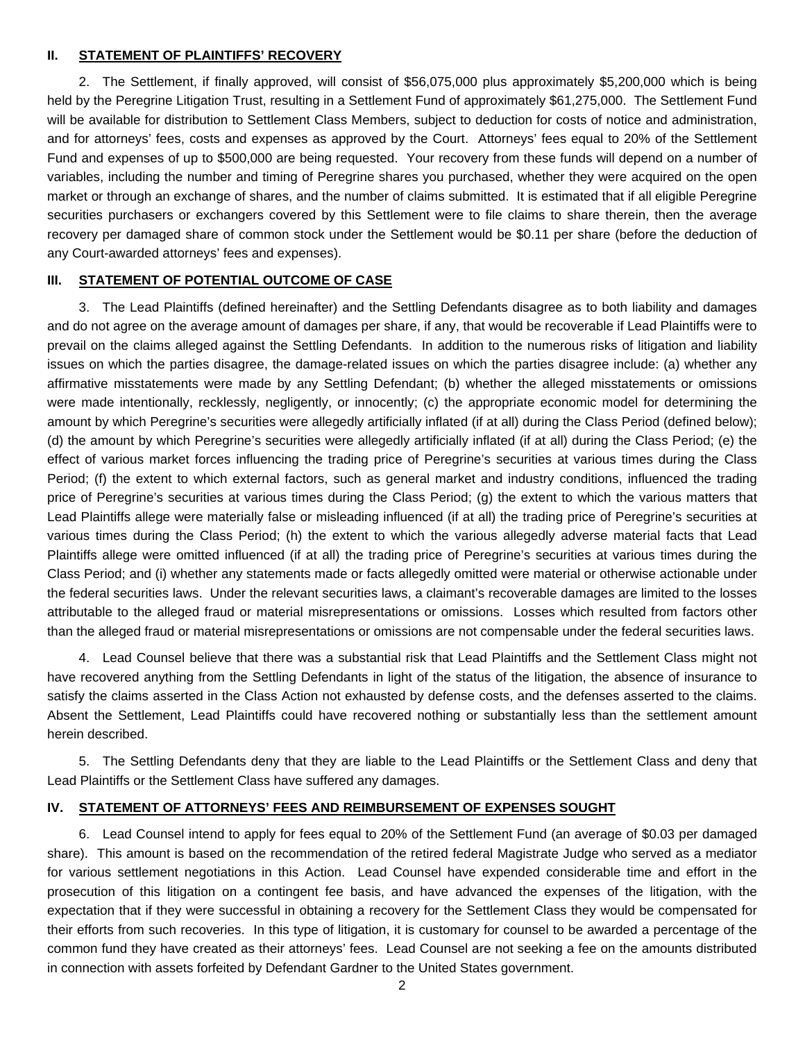## II. STATEMENT OF PLAINTIFFS' RECOVERY

2. The Settlement, if finally approved, will consist of $56,075,000 plus approximately $5,200,000 which is being held by the Peregrine Litigation Trust, resulting in a Settlement Fund of approximately $61,275,000. The Settlement Fund will be available for distribution to Settlement Class Members, subject to deduction for costs of notice and administration, and for attorneys' fees, costs and expenses as approved by the Court. Attorneys' fees equal to 20% of the Settlement Fund and expenses of up to $500,000 are being requested. Your recovery from these funds will depend on a number of variables, including the number and timing of Peregrine shares you purchased, whether they were acquired on the open market or through an exchange of shares, and the number of claims submitted. It is estimated that if all eligible Peregrine securities purchasers or exchangers covered by this Settlement were to file claims to share therein, then the average recovery per damaged share of common stock under the Settlement would be $0.11 per share (before the deduction of any Court-awarded attorneys' fees and expenses).

## III. STATEMENT OF POTENTIAL OUTCOME OF CASE

3. The Lead Plaintiffs (defined hereinafter) and the Settling Defendants disagree as to both liability and damages and do not agree on the average amount of damages per share, if any, that would be recoverable if Lead Plaintiffs were to prevail on the claims alleged against the Settling Defendants. In addition to the numerous risks of litigation and liability issues on which the parties disagree, the damage-related issues on which the parties disagree include: (a) whether any affirmative misstatements were made by any Settling Defendant; (b) whether the alleged misstatements or omissions were made intentionally, recklessly, negligently, or innocently; (c) the appropriate economic model for determining the amount by which Peregrine's securities were allegedly artificially inflated (if at all) during the Class Period (defined below); (d) the amount by which Peregrine's securities were allegedly artificially inflated (if at all) during the Class Period; (e) the effect of various market forces influencing the trading price of Peregrine's securities at various times during the Class Period; (f) the extent to which external factors, such as general market and industry conditions, influenced the trading price of Peregrine's securities at various times during the Class Period; (g) the extent to which the various matters that Lead Plaintiffs allege were materially false or misleading influenced (if at all) the trading price of Peregrine's securities at various times during the Class Period; (h) the extent to which the various allegedly adverse material facts that Lead Plaintiffs allege were omitted influenced (if at all) the trading price of Peregrine's securities at various times during the Class Period; and (i) whether any statements made or facts allegedly omitted were material or otherwise actionable under the federal securities laws. Under the relevant securities laws, a claimant's recoverable damages are limited to the losses attributable to the alleged fraud or material misrepresentations or omissions. Losses which resulted from factors other than the alleged fraud or material misrepresentations or omissions are not compensable under the federal securities laws.

4. Lead Counsel believe that there was a substantial risk that Lead Plaintiffs and the Settlement Class might not have recovered anything from the Settling Defendants in light of the status of the litigation, the absence of insurance to satisfy the claims asserted in the Class Action not exhausted by defense costs, and the defenses asserted to the claims. Absent the Settlement, Lead Plaintiffs could have recovered nothing or substantially less than the settlement amount herein described.

5. The Settling Defendants deny that they are liable to the Lead Plaintiffs or the Settlement Class and deny that Lead Plaintiffs or the Settlement Class have suffered any damages.

## IV. STATEMENT OF ATTORNEYS' FEES AND REIMBURSEMENT OF EXPENSES SOUGHT

6. Lead Counsel intend to apply for fees equal to 20% of the Settlement Fund (an average of $0.03 per damaged share). This amount is based on the recommendation of the retired federal Magistrate Judge who served as a mediator for various settlement negotiations in this Action. Lead Counsel have expended considerable time and effort in the prosecution of this litigation on a contingent fee basis, and have advanced the expenses of the litigation, with the expectation that if they were successful in obtaining a recovery for the Settlement Class they would be compensated for their efforts from such recoveries. In this type of litigation, it is customary for counsel to be awarded a percentage of the common fund they have created as their attorneys' fees. Lead Counsel are not seeking a fee on the amounts distributed in connection with assets forfeited by Defendant Gardner to the United States government.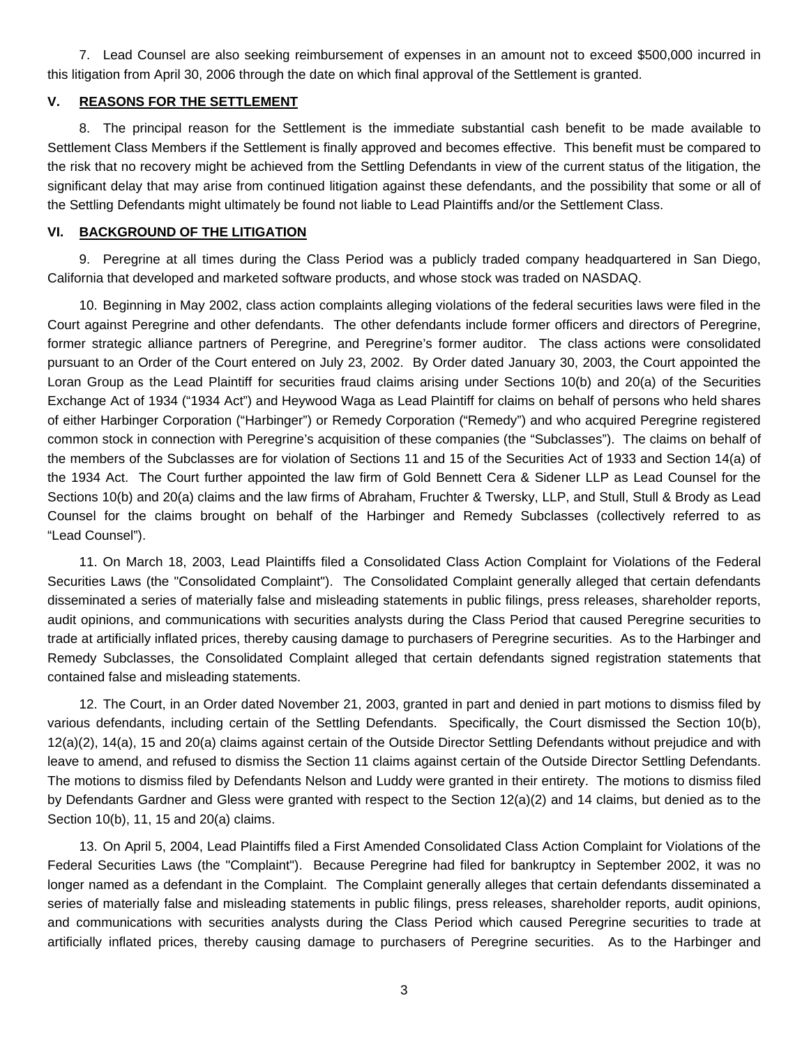7. Lead Counsel are also seeking reimbursement of expenses in an amount not to exceed $500,000 incurred in this litigation from April 30, 2006 through the date on which final approval of the Settlement is granted.

## V. REASONS FOR THE SETTLEMENT

8. The principal reason for the Settlement is the immediate substantial cash benefit to be made available to Settlement Class Members if the Settlement is finally approved and becomes effective. This benefit must be compared to the risk that no recovery might be achieved from the Settling Defendants in view of the current status of the litigation, the significant delay that may arise from continued litigation against these defendants, and the possibility that some or all of the Settling Defendants might ultimately be found not liable to Lead Plaintiffs and/or the Settlement Class.

## VI. BACKGROUND OF THE LITIGATION

9. Peregrine at all times during the Class Period was a publicly traded company headquartered in San Diego, California that developed and marketed software products, and whose stock was traded on NASDAQ.

10. Beginning in May 2002, class action complaints alleging violations of the federal securities laws were filed in the Court against Peregrine and other defendants. The other defendants include former officers and directors of Peregrine, former strategic alliance partners of Peregrine, and Peregrine's former auditor. The class actions were consolidated pursuant to an Order of the Court entered on July 23, 2002. By Order dated January 30, 2003, the Court appointed the Loran Group as the Lead Plaintiff for securities fraud claims arising under Sections 10(b) and 20(a) of the Securities Exchange Act of 1934 ("1934 Act") and Heywood Waga as Lead Plaintiff for claims on behalf of persons who held shares of either Harbinger Corporation ("Harbinger") or Remedy Corporation ("Remedy") and who acquired Peregrine registered common stock in connection with Peregrine's acquisition of these companies (the "Subclasses"). The claims on behalf of the members of the Subclasses are for violation of Sections 11 and 15 of the Securities Act of 1933 and Section 14(a) of the 1934 Act. The Court further appointed the law firm of Gold Bennett Cera & Sidener LLP as Lead Counsel for the Sections 10(b) and 20(a) claims and the law firms of Abraham, Fruchter & Twersky, LLP, and Stull, Stull & Brody as Lead Counsel for the claims brought on behalf of the Harbinger and Remedy Subclasses (collectively referred to as "Lead Counsel").

11. On March 18, 2003, Lead Plaintiffs filed a Consolidated Class Action Complaint for Violations of the Federal Securities Laws (the "Consolidated Complaint"). The Consolidated Complaint generally alleged that certain defendants disseminated a series of materially false and misleading statements in public filings, press releases, shareholder reports, audit opinions, and communications with securities analysts during the Class Period that caused Peregrine securities to trade at artificially inflated prices, thereby causing damage to purchasers of Peregrine securities. As to the Harbinger and Remedy Subclasses, the Consolidated Complaint alleged that certain defendants signed registration statements that contained false and misleading statements.

12. The Court, in an Order dated November 21, 2003, granted in part and denied in part motions to dismiss filed by various defendants, including certain of the Settling Defendants. Specifically, the Court dismissed the Section 10(b), 12(a)(2), 14(a), 15 and 20(a) claims against certain of the Outside Director Settling Defendants without prejudice and with leave to amend, and refused to dismiss the Section 11 claims against certain of the Outside Director Settling Defendants. The motions to dismiss filed by Defendants Nelson and Luddy were granted in their entirety. The motions to dismiss filed by Defendants Gardner and Gless were granted with respect to the Section 12(a)(2) and 14 claims, but denied as to the Section 10(b), 11, 15 and 20(a) claims.

13. On April 5, 2004, Lead Plaintiffs filed a First Amended Consolidated Class Action Complaint for Violations of the Federal Securities Laws (the "Complaint"). Because Peregrine had filed for bankruptcy in September 2002, it was no longer named as a defendant in the Complaint. The Complaint generally alleges that certain defendants disseminated a series of materially false and misleading statements in public filings, press releases, shareholder reports, audit opinions, and communications with securities analysts during the Class Period which caused Peregrine securities to trade at artificially inflated prices, thereby causing damage to purchasers of Peregrine securities. As to the Harbinger and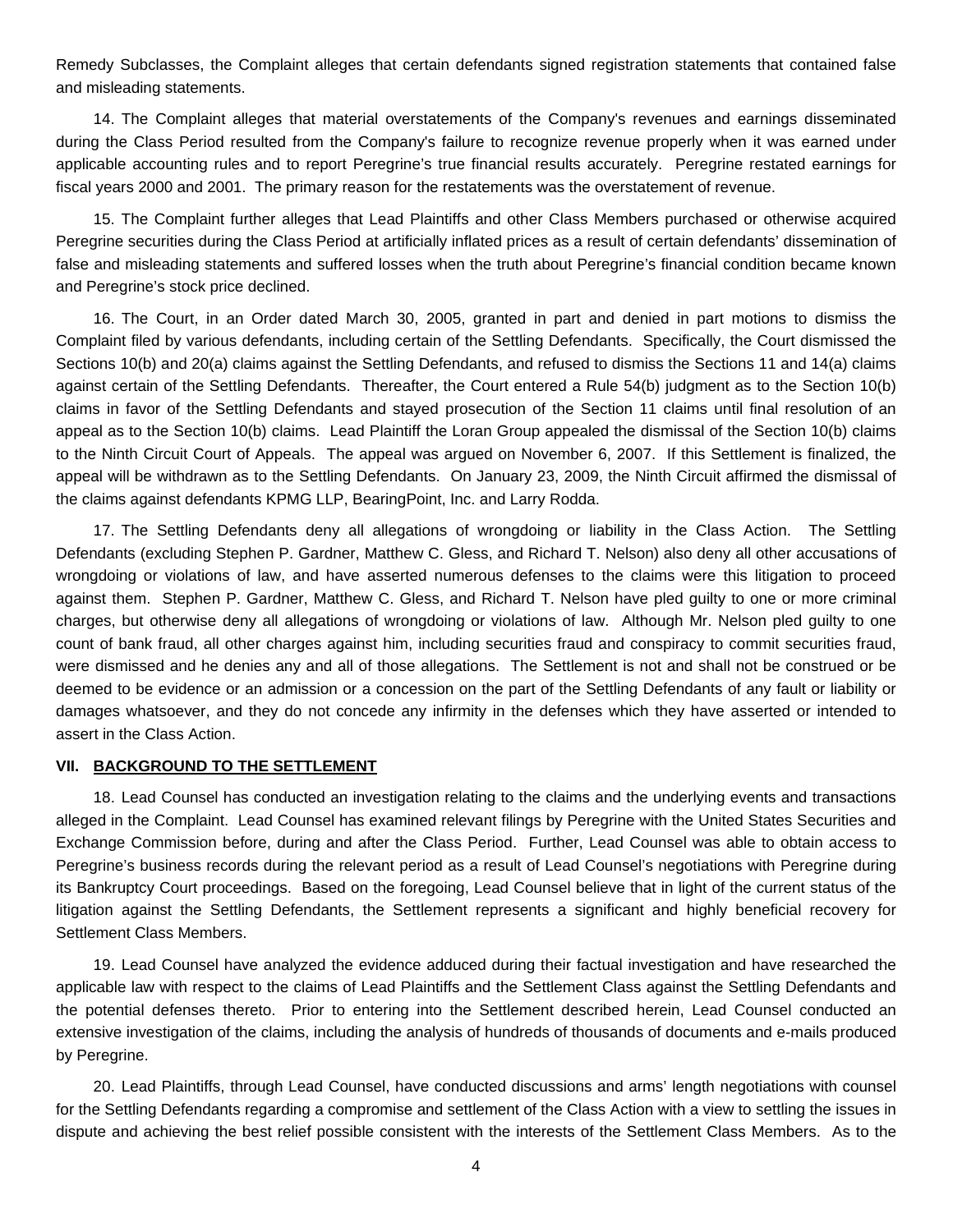Remedy Subclasses, the Complaint alleges that certain defendants signed registration statements that contained false and misleading statements.

14. The Complaint alleges that material overstatements of the Company's revenues and earnings disseminated during the Class Period resulted from the Company's failure to recognize revenue properly when it was earned under applicable accounting rules and to report Peregrine's true financial results accurately. Peregrine restated earnings for fiscal years 2000 and 2001. The primary reason for the restatements was the overstatement of revenue.

15. The Complaint further alleges that Lead Plaintiffs and other Class Members purchased or otherwise acquired Peregrine securities during the Class Period at artificially inflated prices as a result of certain defendants' dissemination of false and misleading statements and suffered losses when the truth about Peregrine's financial condition became known and Peregrine's stock price declined.

16. The Court, in an Order dated March 30, 2005, granted in part and denied in part motions to dismiss the Complaint filed by various defendants, including certain of the Settling Defendants. Specifically, the Court dismissed the Sections 10(b) and 20(a) claims against the Settling Defendants, and refused to dismiss the Sections 11 and 14(a) claims against certain of the Settling Defendants. Thereafter, the Court entered a Rule 54(b) judgment as to the Section 10(b) claims in favor of the Settling Defendants and stayed prosecution of the Section 11 claims until final resolution of an appeal as to the Section 10(b) claims. Lead Plaintiff the Loran Group appealed the dismissal of the Section 10(b) claims to the Ninth Circuit Court of Appeals. The appeal was argued on November 6, 2007. If this Settlement is finalized, the appeal will be withdrawn as to the Settling Defendants. On January 23, 2009, the Ninth Circuit affirmed the dismissal of the claims against defendants KPMG LLP, BearingPoint, Inc. and Larry Rodda.

17. The Settling Defendants deny all allegations of wrongdoing or liability in the Class Action. The Settling Defendants (excluding Stephen P. Gardner, Matthew C. Gless, and Richard T. Nelson) also deny all other accusations of wrongdoing or violations of law, and have asserted numerous defenses to the claims were this litigation to proceed against them. Stephen P. Gardner, Matthew C. Gless, and Richard T. Nelson have pled guilty to one or more criminal charges, but otherwise deny all allegations of wrongdoing or violations of law. Although Mr. Nelson pled guilty to one count of bank fraud, all other charges against him, including securities fraud and conspiracy to commit securities fraud, were dismissed and he denies any and all of those allegations. The Settlement is not and shall not be construed or be deemed to be evidence or an admission or a concession on the part of the Settling Defendants of any fault or liability or damages whatsoever, and they do not concede any infirmity in the defenses which they have asserted or intended to assert in the Class Action.

## VII. BACKGROUND TO THE SETTLEMENT

18. Lead Counsel has conducted an investigation relating to the claims and the underlying events and transactions alleged in the Complaint. Lead Counsel has examined relevant filings by Peregrine with the United States Securities and Exchange Commission before, during and after the Class Period. Further, Lead Counsel was able to obtain access to Peregrine's business records during the relevant period as a result of Lead Counsel's negotiations with Peregrine during its Bankruptcy Court proceedings. Based on the foregoing, Lead Counsel believe that in light of the current status of the litigation against the Settling Defendants, the Settlement represents a significant and highly beneficial recovery for Settlement Class Members.

19. Lead Counsel have analyzed the evidence adduced during their factual investigation and have researched the applicable law with respect to the claims of Lead Plaintiffs and the Settlement Class against the Settling Defendants and the potential defenses thereto. Prior to entering into the Settlement described herein, Lead Counsel conducted an extensive investigation of the claims, including the analysis of hundreds of thousands of documents and e-mails produced by Peregrine.

20. Lead Plaintiffs, through Lead Counsel, have conducted discussions and arms' length negotiations with counsel for the Settling Defendants regarding a compromise and settlement of the Class Action with a view to settling the issues in dispute and achieving the best relief possible consistent with the interests of the Settlement Class Members. As to the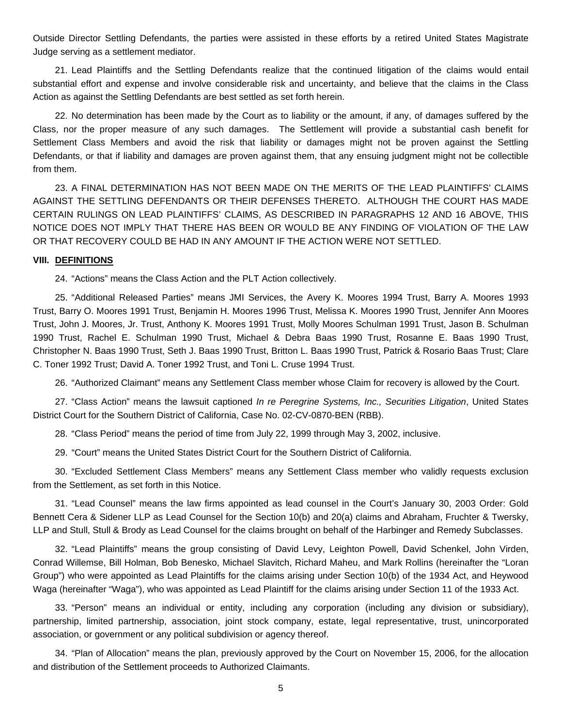Outside Director Settling Defendants, the parties were assisted in these efforts by a retired United States Magistrate Judge serving as a settlement mediator.

21. Lead Plaintiffs and the Settling Defendants realize that the continued litigation of the claims would entail substantial effort and expense and involve considerable risk and uncertainty, and believe that the claims in the Class Action as against the Settling Defendants are best settled as set forth herein.

22. No determination has been made by the Court as to liability or the amount, if any, of damages suffered by the Class, nor the proper measure of any such damages. The Settlement will provide a substantial cash benefit for Settlement Class Members and avoid the risk that liability or damages might not be proven against the Settling Defendants, or that if liability and damages are proven against them, that any ensuing judgment might not be collectible from them.

23. A FINAL DETERMINATION HAS NOT BEEN MADE ON THE MERITS OF THE LEAD PLAINTIFFS' CLAIMS AGAINST THE SETTLING DEFENDANTS OR THEIR DEFENSES THERETO. ALTHOUGH THE COURT HAS MADE CERTAIN RULINGS ON LEAD PLAINTIFFS' CLAIMS, AS DESCRIBED IN PARAGRAPHS 12 AND 16 ABOVE, THIS NOTICE DOES NOT IMPLY THAT THERE HAS BEEN OR WOULD BE ANY FINDING OF VIOLATION OF THE LAW OR THAT RECOVERY COULD BE HAD IN ANY AMOUNT IF THE ACTION WERE NOT SETTLED.

## VIII. DEFINITIONS

24. "Actions" means the Class Action and the PLT Action collectively.

25. "Additional Released Parties" means JMI Services, the Avery K. Moores 1994 Trust, Barry A. Moores 1993 Trust, Barry O. Moores 1991 Trust, Benjamin H. Moores 1996 Trust, Melissa K. Moores 1990 Trust, Jennifer Ann Moores Trust, John J. Moores, Jr. Trust, Anthony K. Moores 1991 Trust, Molly Moores Schulman 1991 Trust, Jason B. Schulman 1990 Trust, Rachel E. Schulman 1990 Trust, Michael & Debra Baas 1990 Trust, Rosanne E. Baas 1990 Trust, Christopher N. Baas 1990 Trust, Seth J. Baas 1990 Trust, Britton L. Baas 1990 Trust, Patrick & Rosario Baas Trust; Clare C. Toner 1992 Trust; David A. Toner 1992 Trust, and Toni L. Cruse 1994 Trust.

26. "Authorized Claimant" means any Settlement Class member whose Claim for recovery is allowed by the Court.

27. "Class Action" means the lawsuit captioned *In re Peregrine Systems, Inc., Securities Litigation*, United States District Court for the Southern District of California, Case No. 02-CV-0870-BEN (RBB).

28. "Class Period" means the period of time from July 22, 1999 through May 3, 2002, inclusive.

29. "Court" means the United States District Court for the Southern District of California.

30. "Excluded Settlement Class Members" means any Settlement Class member who validly requests exclusion from the Settlement, as set forth in this Notice.

31. "Lead Counsel" means the law firms appointed as lead counsel in the Court's January 30, 2003 Order: Gold Bennett Cera & Sidener LLP as Lead Counsel for the Section 10(b) and 20(a) claims and Abraham, Fruchter & Twersky, LLP and Stull, Stull & Brody as Lead Counsel for the claims brought on behalf of the Harbinger and Remedy Subclasses.

32. "Lead Plaintiffs" means the group consisting of David Levy, Leighton Powell, David Schenkel, John Virden, Conrad Willemse, Bill Holman, Bob Benesko, Michael Slavitch, Richard Maheu, and Mark Rollins (hereinafter the "Loran Group") who were appointed as Lead Plaintiffs for the claims arising under Section 10(b) of the 1934 Act, and Heywood Waga (hereinafter "Waga"), who was appointed as Lead Plaintiff for the claims arising under Section 11 of the 1933 Act.

33. "Person" means an individual or entity, including any corporation (including any division or subsidiary), partnership, limited partnership, association, joint stock company, estate, legal representative, trust, unincorporated association, or government or any political subdivision or agency thereof.

34. "Plan of Allocation" means the plan, previously approved by the Court on November 15, 2006, for the allocation and distribution of the Settlement proceeds to Authorized Claimants.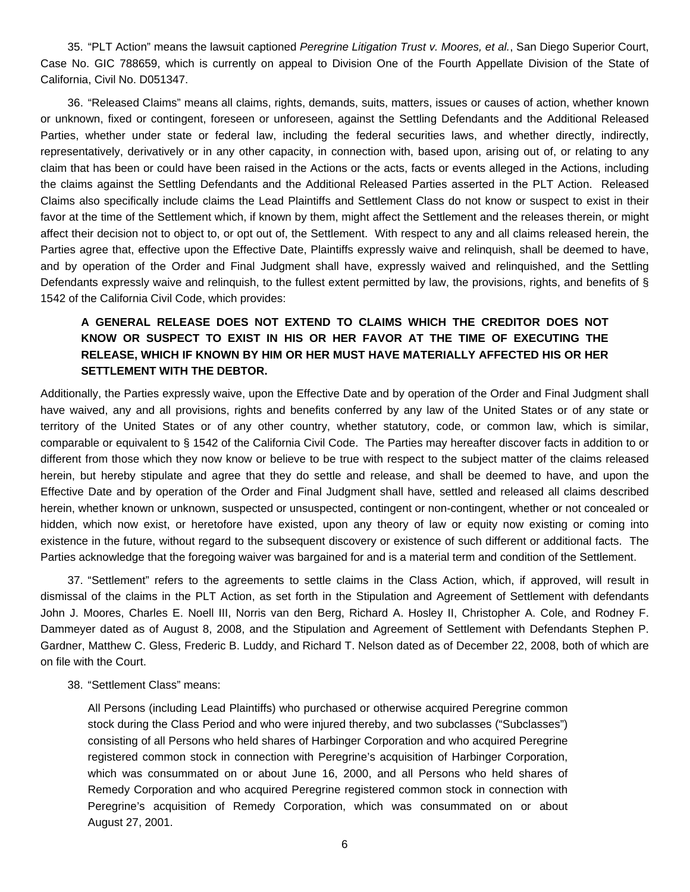35. "PLT Action" means the lawsuit captioned *Peregrine Litigation Trust v. Moores, et al.*, San Diego Superior Court, Case No. GIC 788659, which is currently on appeal to Division One of the Fourth Appellate Division of the State of California, Civil No. D051347.

36. "Released Claims" means all claims, rights, demands, suits, matters, issues or causes of action, whether known or unknown, fixed or contingent, foreseen or unforeseen, against the Settling Defendants and the Additional Released Parties, whether under state or federal law, including the federal securities laws, and whether directly, indirectly, representatively, derivatively or in any other capacity, in connection with, based upon, arising out of, or relating to any claim that has been or could have been raised in the Actions or the acts, facts or events alleged in the Actions, including the claims against the Settling Defendants and the Additional Released Parties asserted in the PLT Action. Released Claims also specifically include claims the Lead Plaintiffs and Settlement Class do not know or suspect to exist in their favor at the time of the Settlement which, if known by them, might affect the Settlement and the releases therein, or might affect their decision not to object to, or opt out of, the Settlement. With respect to any and all claims released herein, the Parties agree that, effective upon the Effective Date, Plaintiffs expressly waive and relinquish, shall be deemed to have, and by operation of the Order and Final Judgment shall have, expressly waived and relinquished, and the Settling Defendants expressly waive and relinquish, to the fullest extent permitted by law, the provisions, rights, and benefits of § 1542 of the California Civil Code, which provides:

> **A GENERAL RELEASE DOES NOT EXTEND TO CLAIMS WHICH THE CREDITOR DOES NOT KNOW OR SUSPECT TO EXIST IN HIS OR HER FAVOR AT THE TIME OF EXECUTING THE RELEASE, WHICH IF KNOWN BY HIM OR HER MUST HAVE MATERIALLY AFFECTED HIS OR HER SETTLEMENT WITH THE DEBTOR.**

Additionally, the Parties expressly waive, upon the Effective Date and by operation of the Order and Final Judgment shall have waived, any and all provisions, rights and benefits conferred by any law of the United States or of any state or territory of the United States or of any other country, whether statutory, code, or common law, which is similar, comparable or equivalent to § 1542 of the California Civil Code. The Parties may hereafter discover facts in addition to or different from those which they now know or believe to be true with respect to the subject matter of the claims released herein, but hereby stipulate and agree that they do settle and release, and shall be deemed to have, and upon the Effective Date and by operation of the Order and Final Judgment shall have, settled and released all claims described herein, whether known or unknown, suspected or unsuspected, contingent or non-contingent, whether or not concealed or hidden, which now exist, or heretofore have existed, upon any theory of law or equity now existing or coming into existence in the future, without regard to the subsequent discovery or existence of such different or additional facts. The Parties acknowledge that the foregoing waiver was bargained for and is a material term and condition of the Settlement.

37. "Settlement" refers to the agreements to settle claims in the Class Action, which, if approved, will result in dismissal of the claims in the PLT Action, as set forth in the Stipulation and Agreement of Settlement with defendants John J. Moores, Charles E. Noell III, Norris van den Berg, Richard A. Hosley II, Christopher A. Cole, and Rodney F. Dammeyer dated as of August 8, 2008, and the Stipulation and Agreement of Settlement with Defendants Stephen P. Gardner, Matthew C. Gless, Frederic B. Luddy, and Richard T. Nelson dated as of December 22, 2008, both of which are on file with the Court.

38. "Settlement Class" means:

> All Persons (including Lead Plaintiffs) who purchased or otherwise acquired Peregrine common stock during the Class Period and who were injured thereby, and two subclasses ("Subclasses") consisting of all Persons who held shares of Harbinger Corporation and who acquired Peregrine registered common stock in connection with Peregrine's acquisition of Harbinger Corporation, which was consummated on or about June 16, 2000, and all Persons who held shares of Remedy Corporation and who acquired Peregrine registered common stock in connection with Peregrine's acquisition of Remedy Corporation, which was consummated on or about August 27, 2001.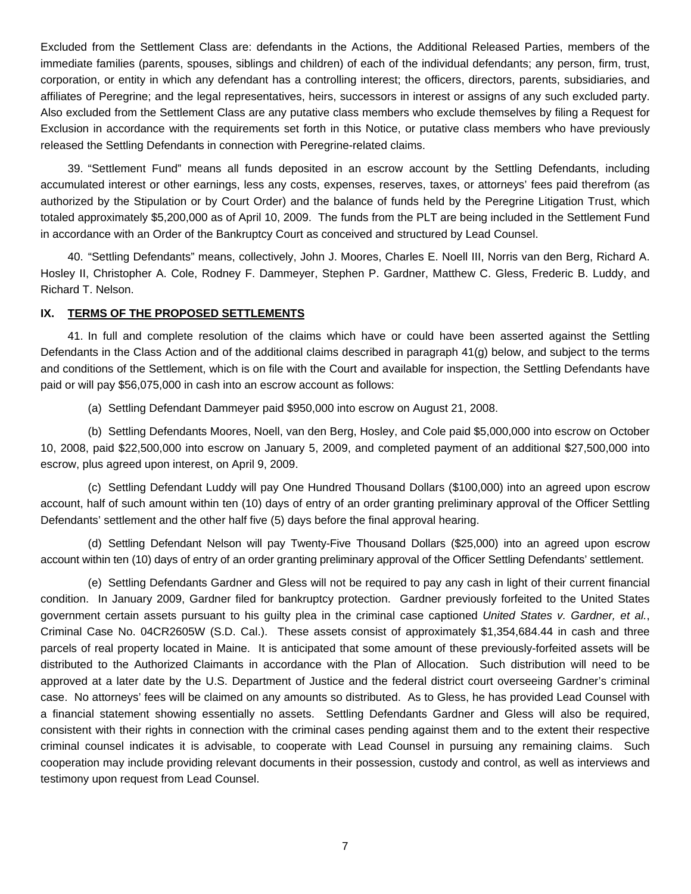Excluded from the Settlement Class are: defendants in the Actions, the Additional Released Parties, members of the immediate families (parents, spouses, siblings and children) of each of the individual defendants; any person, firm, trust, corporation, or entity in which any defendant has a controlling interest; the officers, directors, parents, subsidiaries, and affiliates of Peregrine; and the legal representatives, heirs, successors in interest or assigns of any such excluded party. Also excluded from the Settlement Class are any putative class members who exclude themselves by filing a Request for Exclusion in accordance with the requirements set forth in this Notice, or putative class members who have previously released the Settling Defendants in connection with Peregrine-related claims.

39. "Settlement Fund" means all funds deposited in an escrow account by the Settling Defendants, including accumulated interest or other earnings, less any costs, expenses, reserves, taxes, or attorneys' fees paid therefrom (as authorized by the Stipulation or by Court Order) and the balance of funds held by the Peregrine Litigation Trust, which totaled approximately $5,200,000 as of April 10, 2009. The funds from the PLT are being included in the Settlement Fund in accordance with an Order of the Bankruptcy Court as conceived and structured by Lead Counsel.

40. "Settling Defendants" means, collectively, John J. Moores, Charles E. Noell III, Norris van den Berg, Richard A. Hosley II, Christopher A. Cole, Rodney F. Dammeyer, Stephen P. Gardner, Matthew C. Gless, Frederic B. Luddy, and Richard T. Nelson.

## IX. TERMS OF THE PROPOSED SETTLEMENTS

41. In full and complete resolution of the claims which have or could have been asserted against the Settling Defendants in the Class Action and of the additional claims described in paragraph 41(g) below, and subject to the terms and conditions of the Settlement, which is on file with the Court and available for inspection, the Settling Defendants have paid or will pay $56,075,000 in cash into an escrow account as follows:

(a) Settling Defendant Dammeyer paid $950,000 into escrow on August 21, 2008.

(b) Settling Defendants Moores, Noell, van den Berg, Hosley, and Cole paid $5,000,000 into escrow on October 10, 2008, paid $22,500,000 into escrow on January 5, 2009, and completed payment of an additional $27,500,000 into escrow, plus agreed upon interest, on April 9, 2009.

(c) Settling Defendant Luddy will pay One Hundred Thousand Dollars ($100,000) into an agreed upon escrow account, half of such amount within ten (10) days of entry of an order granting preliminary approval of the Officer Settling Defendants' settlement and the other half five (5) days before the final approval hearing.

(d) Settling Defendant Nelson will pay Twenty-Five Thousand Dollars ($25,000) into an agreed upon escrow account within ten (10) days of entry of an order granting preliminary approval of the Officer Settling Defendants' settlement.

(e) Settling Defendants Gardner and Gless will not be required to pay any cash in light of their current financial condition. In January 2009, Gardner filed for bankruptcy protection. Gardner previously forfeited to the United States government certain assets pursuant to his guilty plea in the criminal case captioned *United States v. Gardner, et al.*, Criminal Case No. 04CR2605W (S.D. Cal.). These assets consist of approximately $1,354,684.44 in cash and three parcels of real property located in Maine. It is anticipated that some amount of these previously-forfeited assets will be distributed to the Authorized Claimants in accordance with the Plan of Allocation. Such distribution will need to be approved at a later date by the U.S. Department of Justice and the federal district court overseeing Gardner's criminal case. No attorneys' fees will be claimed on any amounts so distributed. As to Gless, he has provided Lead Counsel with a financial statement showing essentially no assets. Settling Defendants Gardner and Gless will also be required, consistent with their rights in connection with the criminal cases pending against them and to the extent their respective criminal counsel indicates it is advisable, to cooperate with Lead Counsel in pursuing any remaining claims. Such cooperation may include providing relevant documents in their possession, custody and control, as well as interviews and testimony upon request from Lead Counsel.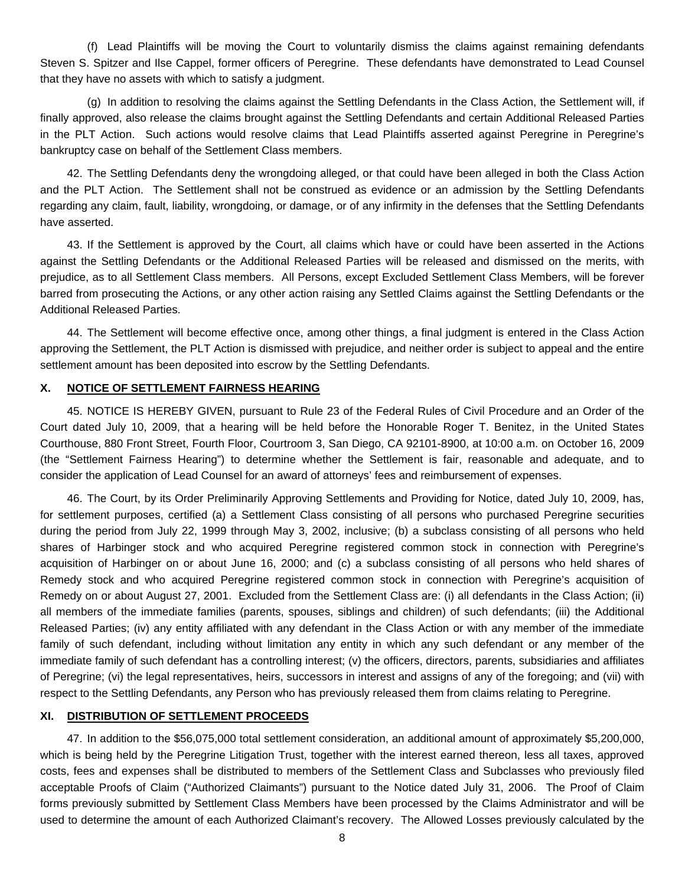(f) Lead Plaintiffs will be moving the Court to voluntarily dismiss the claims against remaining defendants Steven S. Spitzer and Ilse Cappel, former officers of Peregrine. These defendants have demonstrated to Lead Counsel that they have no assets with which to satisfy a judgment.

(g) In addition to resolving the claims against the Settling Defendants in the Class Action, the Settlement will, if finally approved, also release the claims brought against the Settling Defendants and certain Additional Released Parties in the PLT Action. Such actions would resolve claims that Lead Plaintiffs asserted against Peregrine in Peregrine's bankruptcy case on behalf of the Settlement Class members.

42. The Settling Defendants deny the wrongdoing alleged, or that could have been alleged in both the Class Action and the PLT Action. The Settlement shall not be construed as evidence or an admission by the Settling Defendants regarding any claim, fault, liability, wrongdoing, or damage, or of any infirmity in the defenses that the Settling Defendants have asserted.

43. If the Settlement is approved by the Court, all claims which have or could have been asserted in the Actions against the Settling Defendants or the Additional Released Parties will be released and dismissed on the merits, with prejudice, as to all Settlement Class members. All Persons, except Excluded Settlement Class Members, will be forever barred from prosecuting the Actions, or any other action raising any Settled Claims against the Settling Defendants or the Additional Released Parties.

44. The Settlement will become effective once, among other things, a final judgment is entered in the Class Action approving the Settlement, the PLT Action is dismissed with prejudice, and neither order is subject to appeal and the entire settlement amount has been deposited into escrow by the Settling Defendants.

## X. NOTICE OF SETTLEMENT FAIRNESS HEARING

45. NOTICE IS HEREBY GIVEN, pursuant to Rule 23 of the Federal Rules of Civil Procedure and an Order of the Court dated July 10, 2009, that a hearing will be held before the Honorable Roger T. Benitez, in the United States Courthouse, 880 Front Street, Fourth Floor, Courtroom 3, San Diego, CA 92101-8900, at 10:00 a.m. on October 16, 2009 (the "Settlement Fairness Hearing") to determine whether the Settlement is fair, reasonable and adequate, and to consider the application of Lead Counsel for an award of attorneys' fees and reimbursement of expenses.

46. The Court, by its Order Preliminarily Approving Settlements and Providing for Notice, dated July 10, 2009, has, for settlement purposes, certified (a) a Settlement Class consisting of all persons who purchased Peregrine securities during the period from July 22, 1999 through May 3, 2002, inclusive; (b) a subclass consisting of all persons who held shares of Harbinger stock and who acquired Peregrine registered common stock in connection with Peregrine's acquisition of Harbinger on or about June 16, 2000; and (c) a subclass consisting of all persons who held shares of Remedy stock and who acquired Peregrine registered common stock in connection with Peregrine's acquisition of Remedy on or about August 27, 2001. Excluded from the Settlement Class are: (i) all defendants in the Class Action; (ii) all members of the immediate families (parents, spouses, siblings and children) of such defendants; (iii) the Additional Released Parties; (iv) any entity affiliated with any defendant in the Class Action or with any member of the immediate family of such defendant, including without limitation any entity in which any such defendant or any member of the immediate family of such defendant has a controlling interest; (v) the officers, directors, parents, subsidiaries and affiliates of Peregrine; (vi) the legal representatives, heirs, successors in interest and assigns of any of the foregoing; and (vii) with respect to the Settling Defendants, any Person who has previously released them from claims relating to Peregrine.

## XI. DISTRIBUTION OF SETTLEMENT PROCEEDS

47. In addition to the $56,075,000 total settlement consideration, an additional amount of approximately $5,200,000, which is being held by the Peregrine Litigation Trust, together with the interest earned thereon, less all taxes, approved costs, fees and expenses shall be distributed to members of the Settlement Class and Subclasses who previously filed acceptable Proofs of Claim ("Authorized Claimants") pursuant to the Notice dated July 31, 2006. The Proof of Claim forms previously submitted by Settlement Class Members have been processed by the Claims Administrator and will be used to determine the amount of each Authorized Claimant's recovery. The Allowed Losses previously calculated by the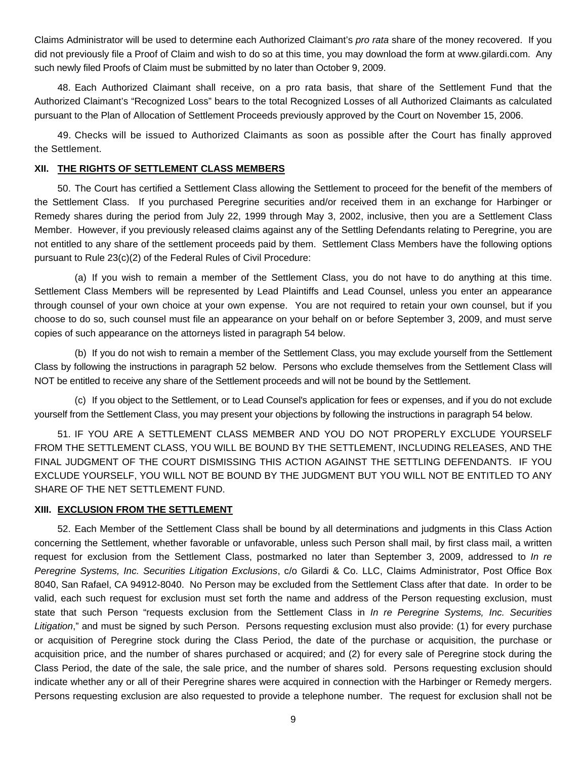Claims Administrator will be used to determine each Authorized Claimant's *pro rata* share of the money recovered. If you did not previously file a Proof of Claim and wish to do so at this time, you may download the form at www.gilardi.com. Any such newly filed Proofs of Claim must be submitted by no later than October 9, 2009.

48. Each Authorized Claimant shall receive, on a pro rata basis, that share of the Settlement Fund that the Authorized Claimant's "Recognized Loss" bears to the total Recognized Losses of all Authorized Claimants as calculated pursuant to the Plan of Allocation of Settlement Proceeds previously approved by the Court on November 15, 2006.

49. Checks will be issued to Authorized Claimants as soon as possible after the Court has finally approved the Settlement.

## XII. THE RIGHTS OF SETTLEMENT CLASS MEMBERS

50. The Court has certified a Settlement Class allowing the Settlement to proceed for the benefit of the members of the Settlement Class. If you purchased Peregrine securities and/or received them in an exchange for Harbinger or Remedy shares during the period from July 22, 1999 through May 3, 2002, inclusive, then you are a Settlement Class Member. However, if you previously released claims against any of the Settling Defendants relating to Peregrine, you are not entitled to any share of the settlement proceeds paid by them. Settlement Class Members have the following options pursuant to Rule 23(c)(2) of the Federal Rules of Civil Procedure:

(a) If you wish to remain a member of the Settlement Class, you do not have to do anything at this time. Settlement Class Members will be represented by Lead Plaintiffs and Lead Counsel, unless you enter an appearance through counsel of your own choice at your own expense. You are not required to retain your own counsel, but if you choose to do so, such counsel must file an appearance on your behalf on or before September 3, 2009, and must serve copies of such appearance on the attorneys listed in paragraph 54 below.

(b) If you do not wish to remain a member of the Settlement Class, you may exclude yourself from the Settlement Class by following the instructions in paragraph 52 below. Persons who exclude themselves from the Settlement Class will NOT be entitled to receive any share of the Settlement proceeds and will not be bound by the Settlement.

(c) If you object to the Settlement, or to Lead Counsel's application for fees or expenses, and if you do not exclude yourself from the Settlement Class, you may present your objections by following the instructions in paragraph 54 below.

51. IF YOU ARE A SETTLEMENT CLASS MEMBER AND YOU DO NOT PROPERLY EXCLUDE YOURSELF FROM THE SETTLEMENT CLASS, YOU WILL BE BOUND BY THE SETTLEMENT, INCLUDING RELEASES, AND THE FINAL JUDGMENT OF THE COURT DISMISSING THIS ACTION AGAINST THE SETTLING DEFENDANTS. IF YOU EXCLUDE YOURSELF, YOU WILL NOT BE BOUND BY THE JUDGMENT BUT YOU WILL NOT BE ENTITLED TO ANY SHARE OF THE NET SETTLEMENT FUND.

## XIII. EXCLUSION FROM THE SETTLEMENT

52. Each Member of the Settlement Class shall be bound by all determinations and judgments in this Class Action concerning the Settlement, whether favorable or unfavorable, unless such Person shall mail, by first class mail, a written request for exclusion from the Settlement Class, postmarked no later than September 3, 2009, addressed to *In re Peregrine Systems, Inc. Securities Litigation Exclusions*, c/o Gilardi & Co. LLC, Claims Administrator, Post Office Box 8040, San Rafael, CA 94912-8040. No Person may be excluded from the Settlement Class after that date. In order to be valid, each such request for exclusion must set forth the name and address of the Person requesting exclusion, must state that such Person "requests exclusion from the Settlement Class in *In re Peregrine Systems, Inc. Securities Litigation*," and must be signed by such Person. Persons requesting exclusion must also provide: (1) for every purchase or acquisition of Peregrine stock during the Class Period, the date of the purchase or acquisition, the purchase or acquisition price, and the number of shares purchased or acquired; and (2) for every sale of Peregrine stock during the Class Period, the date of the sale, the sale price, and the number of shares sold. Persons requesting exclusion should indicate whether any or all of their Peregrine shares were acquired in connection with the Harbinger or Remedy mergers. Persons requesting exclusion are also requested to provide a telephone number. The request for exclusion shall not be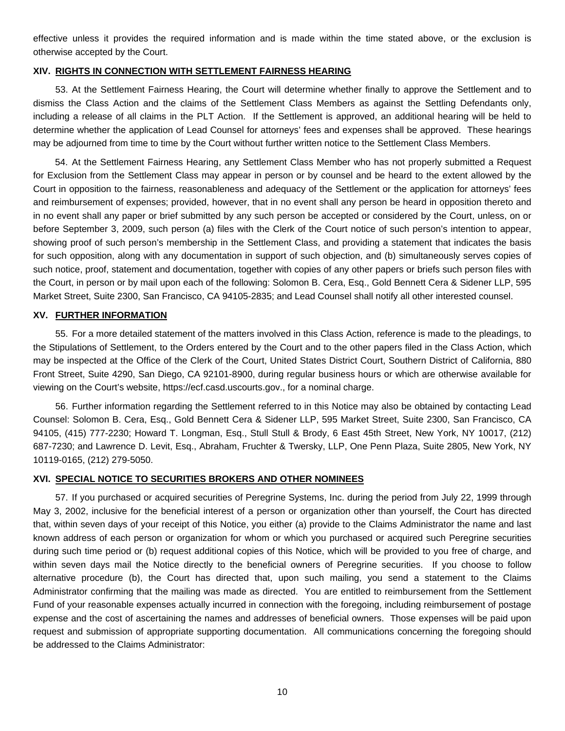effective unless it provides the required information and is made within the time stated above, or the exclusion is otherwise accepted by the Court.

## XIV. RIGHTS IN CONNECTION WITH SETTLEMENT FAIRNESS HEARING

53. At the Settlement Fairness Hearing, the Court will determine whether finally to approve the Settlement and to dismiss the Class Action and the claims of the Settlement Class Members as against the Settling Defendants only, including a release of all claims in the PLT Action. If the Settlement is approved, an additional hearing will be held to determine whether the application of Lead Counsel for attorneys' fees and expenses shall be approved. These hearings may be adjourned from time to time by the Court without further written notice to the Settlement Class Members.

54. At the Settlement Fairness Hearing, any Settlement Class Member who has not properly submitted a Request for Exclusion from the Settlement Class may appear in person or by counsel and be heard to the extent allowed by the Court in opposition to the fairness, reasonableness and adequacy of the Settlement or the application for attorneys' fees and reimbursement of expenses; provided, however, that in no event shall any person be heard in opposition thereto and in no event shall any paper or brief submitted by any such person be accepted or considered by the Court, unless, on or before September 3, 2009, such person (a) files with the Clerk of the Court notice of such person's intention to appear, showing proof of such person's membership in the Settlement Class, and providing a statement that indicates the basis for such opposition, along with any documentation in support of such objection, and (b) simultaneously serves copies of such notice, proof, statement and documentation, together with copies of any other papers or briefs such person files with the Court, in person or by mail upon each of the following: Solomon B. Cera, Esq., Gold Bennett Cera & Sidener LLP, 595 Market Street, Suite 2300, San Francisco, CA 94105-2835; and Lead Counsel shall notify all other interested counsel.

## XV. FURTHER INFORMATION

55. For a more detailed statement of the matters involved in this Class Action, reference is made to the pleadings, to the Stipulations of Settlement, to the Orders entered by the Court and to the other papers filed in the Class Action, which may be inspected at the Office of the Clerk of the Court, United States District Court, Southern District of California, 880 Front Street, Suite 4290, San Diego, CA 92101-8900, during regular business hours or which are otherwise available for viewing on the Court's website, https://ecf.casd.uscourts.gov., for a nominal charge.

56. Further information regarding the Settlement referred to in this Notice may also be obtained by contacting Lead Counsel: Solomon B. Cera, Esq., Gold Bennett Cera & Sidener LLP, 595 Market Street, Suite 2300, San Francisco, CA 94105, (415) 777-2230; Howard T. Longman, Esq., Stull Stull & Brody, 6 East 45th Street, New York, NY 10017, (212) 687-7230; and Lawrence D. Levit, Esq., Abraham, Fruchter & Twersky, LLP, One Penn Plaza, Suite 2805, New York, NY 10119-0165, (212) 279-5050.

## XVI. SPECIAL NOTICE TO SECURITIES BROKERS AND OTHER NOMINEES

57. If you purchased or acquired securities of Peregrine Systems, Inc. during the period from July 22, 1999 through May 3, 2002, inclusive for the beneficial interest of a person or organization other than yourself, the Court has directed that, within seven days of your receipt of this Notice, you either (a) provide to the Claims Administrator the name and last known address of each person or organization for whom or which you purchased or acquired such Peregrine securities during such time period or (b) request additional copies of this Notice, which will be provided to you free of charge, and within seven days mail the Notice directly to the beneficial owners of Peregrine securities. If you choose to follow alternative procedure (b), the Court has directed that, upon such mailing, you send a statement to the Claims Administrator confirming that the mailing was made as directed. You are entitled to reimbursement from the Settlement Fund of your reasonable expenses actually incurred in connection with the foregoing, including reimbursement of postage expense and the cost of ascertaining the names and addresses of beneficial owners. Those expenses will be paid upon request and submission of appropriate supporting documentation. All communications concerning the foregoing should be addressed to the Claims Administrator: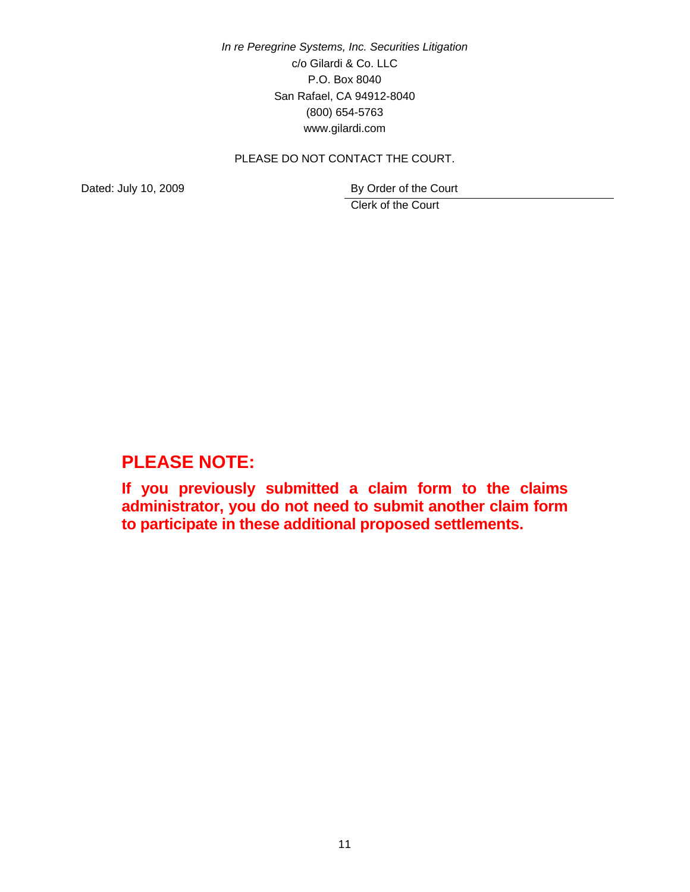*In re Peregrine Systems, Inc. Securities Litigation*
c/o Gilardi & Co. LLC
P.O. Box 8040
San Rafael, CA 94912-8040
(800) 654-5763
www.gilardi.com

PLEASE DO NOT CONTACT THE COURT.

Dated: July 10, 2009

By Order of the Court
Clerk of the Court

## PLEASE NOTE:

**If you previously submitted a claim form to the claims administrator, you do not need to submit another claim form to participate in these additional proposed settlements.**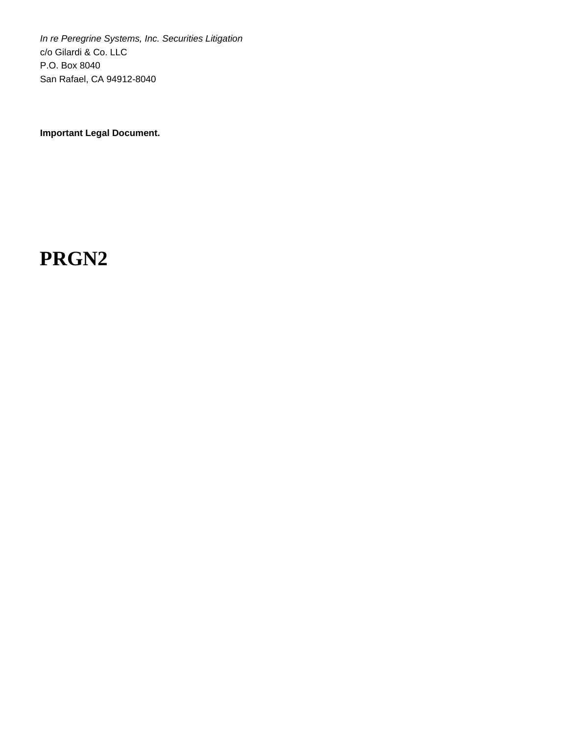*In re Peregrine Systems, Inc. Securities Litigation*
c/o Gilardi & Co. LLC
P.O. Box 8040
San Rafael, CA 94912-8040

**Important Legal Document.**

# PRGN2